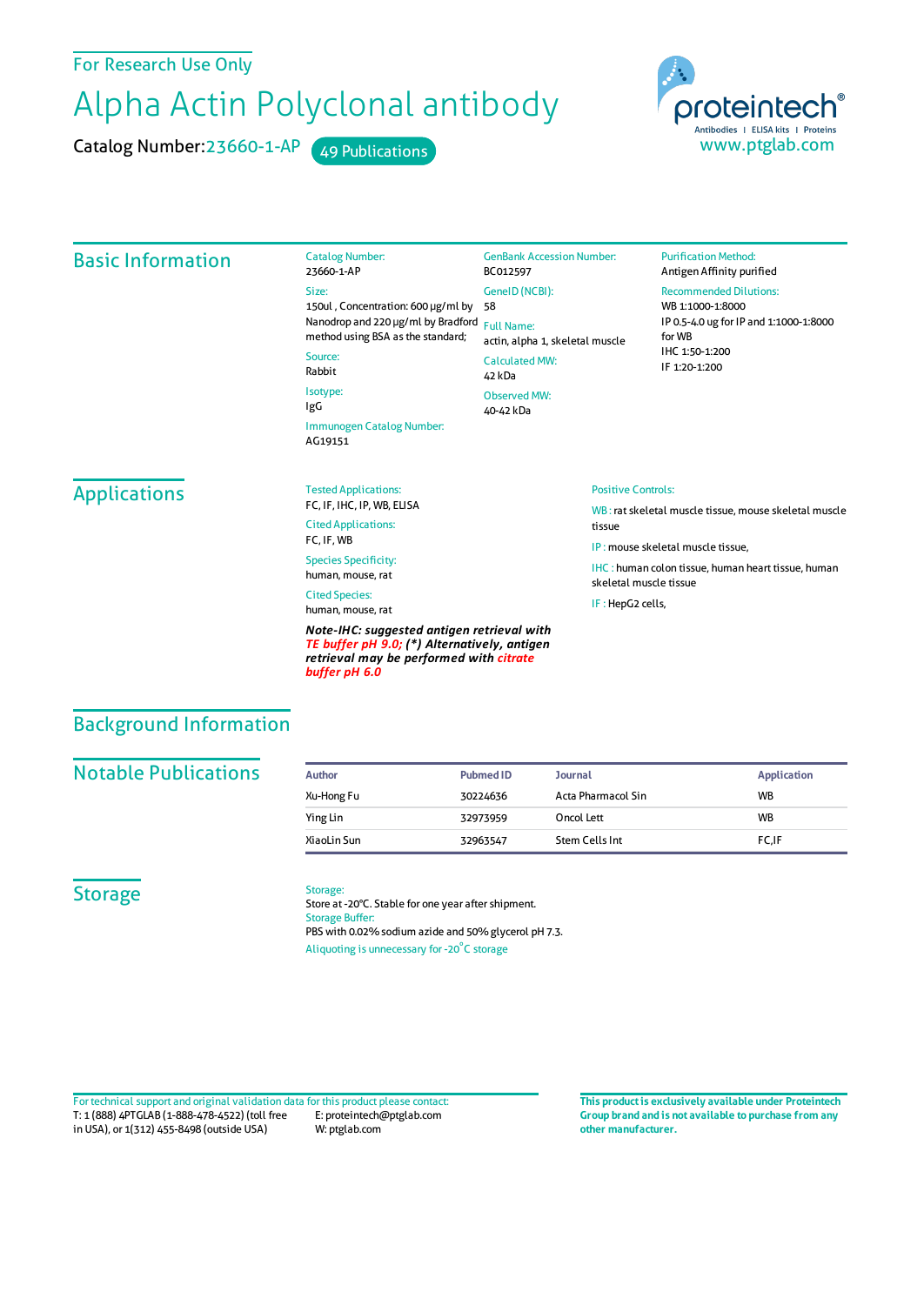For Research Use Only

# Alpha Actin Polyclonal antibody

**Catalog Number:** 23660-1-AP   49 Publications

proteintech® Antibodies | ELISA kits | Proteins
www.ptglab.com

## Basic Information

**Catalog Number:**
23660-1-AP

**Size:**
150ul , Concentration: 600 μg/ml by Nanodrop and 220 μg/ml by Bradford method using BSA as the standard;

**Source:**
Rabbit

**Isotype:**
IgG

**Immunogen Catalog Number:**
AG19151

**GenBank Accession Number:**
BC012597

**GeneID (NCBI):**
58

**Full Name:**
actin, alpha 1, skeletal muscle

**Calculated MW:**
42 kDa

**Observed MW:**
40-42 kDa

**Purification Method:**
Antigen Affinity purified

**Recommended Dilutions:**
WB 1:1000-1:8000
IP 0.5-4.0 ug for IP and 1:1000-1:8000 for WB
IHC 1:50-1:200
IF 1:20-1:200

## Applications

**Tested Applications:**
FC, IF, IHC, IP, WB, ELISA

**Cited Applications:**
FC, IF, WB

**Species Specificity:**
human, mouse, rat

**Cited Species:**
human, mouse, rat

***Note-IHC: suggested antigen retrieval with TE buffer pH 9.0; (\*) Alternatively, antigen retrieval may be performed with citrate buffer pH 6.0***

**Positive Controls:**

WB : rat skeletal muscle tissue, mouse skeletal muscle tissue

IP : mouse skeletal muscle tissue,

IHC : human colon tissue, human heart tissue, human skeletal muscle tissue

IF : HepG2 cells,

## Background Information

## Notable Publications

| Author | Pubmed ID | Journal | Application |
|---|---|---|---|
| Xu-Hong Fu | 30224636 | Acta Pharmacol Sin | WB |
| Ying Lin | 32973959 | Oncol Lett | WB |
| XiaoLin Sun | 32963547 | Stem Cells Int | FC,IF |

## Storage

**Storage:**
Store at -20°C. Stable for one year after shipment.

**Storage Buffer:**
PBS with 0.02% sodium azide and 50% glycerol pH 7.3.

Aliquoting is unnecessary for -20°C storage

For technical support and original validation data for this product please contact:
T: 1 (888) 4PTGLAB (1-888-478-4522) (toll free in USA), or 1(312) 455-8498 (outside USA)
E: proteintech@ptglab.com
W: ptglab.com

**This product is exclusively available under Proteintech Group brand and is not available to purchase from any other manufacturer.**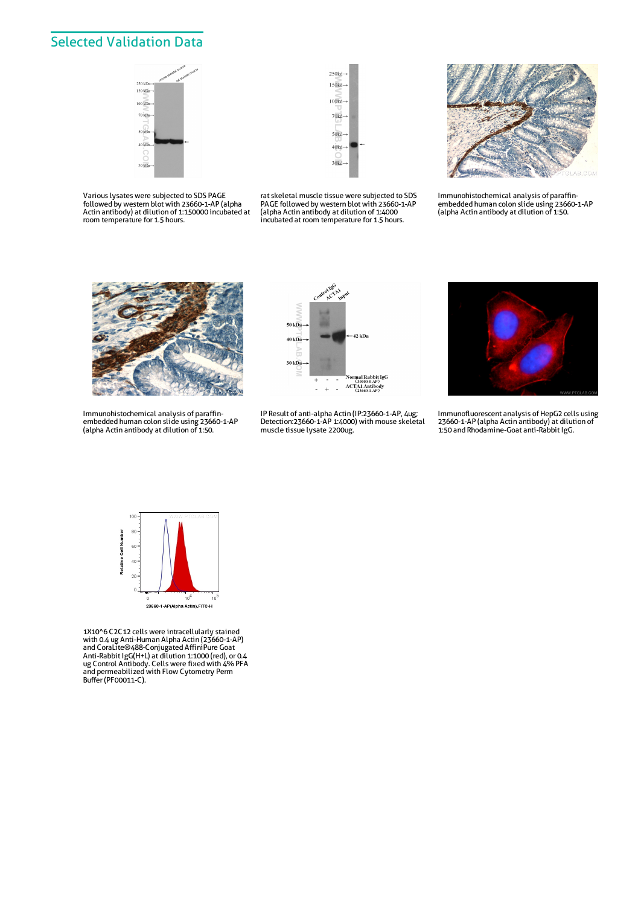## Selected Validation Data

250 kDa
150 kDa
100 kDa
70 kDa
50 kDa
40 kDa
30 kDa
mouse skeletal muscle
rat skeletal muscle

Various lysates were subjected to SDS PAGE followed by western blot with 23660-1-AP (alpha Actin antibody) at dilution of 1:150000 incubated at room temperature for 1.5 hours.

250kd
150kd
100kd
70kd
50kd
40kd
30kd

rat skeletal muscle tissue were subjected to SDS PAGE followed by western blot with 23660-1-AP (alpha Actin antibody at dilution of 1:4000 incubated at room temperature for 1.5 hours.

Immunohistochemical analysis of paraffin-embedded human colon slide using 23660-1-AP (alpha Actin antibody at dilution of 1:50.

Immunohistochemical analysis of paraffin-embedded human colon slide using 23660-1-AP (alpha Actin antibody at dilution of 1:50.

Control IgG
ACTA1
Input
50 kDa
40 kDa
30 kDa
42 kDa
Normal Rabbit IgG (30000-0-AP)
ACTA1 Antibody (23660-1-AP)

IP Result of anti-alpha Actin (IP:23660-1-AP, 4ug; Detection:23660-1-AP 1:4000) with mouse skeletal muscle tissue lysate 2200ug.

Immunofluorescent analysis of HepG2 cells using 23660-1-AP (alpha Actin antibody) at dilution of 1:50 and Rhodamine-Goat anti-Rabbit IgG.

Relative Cell Number
100
80
60
40
20
0
0
$10^4$
$10^5$
23660-1-AP(Alpha Actin),FITC-H

1X10^6 C2C12 cells were intracellularly stained with 0.4 ug Anti-Human Alpha Actin (23660-1-AP) and CoraLite®488-Conjugated AffiniPure Goat Anti-Rabbit IgG(H+L) at dilution 1:1000 (red), or 0.4 ug Control Antibody. Cells were fixed with 4% PFA and permeabilized with Flow Cytometry Perm Buffer (PF00011-C).